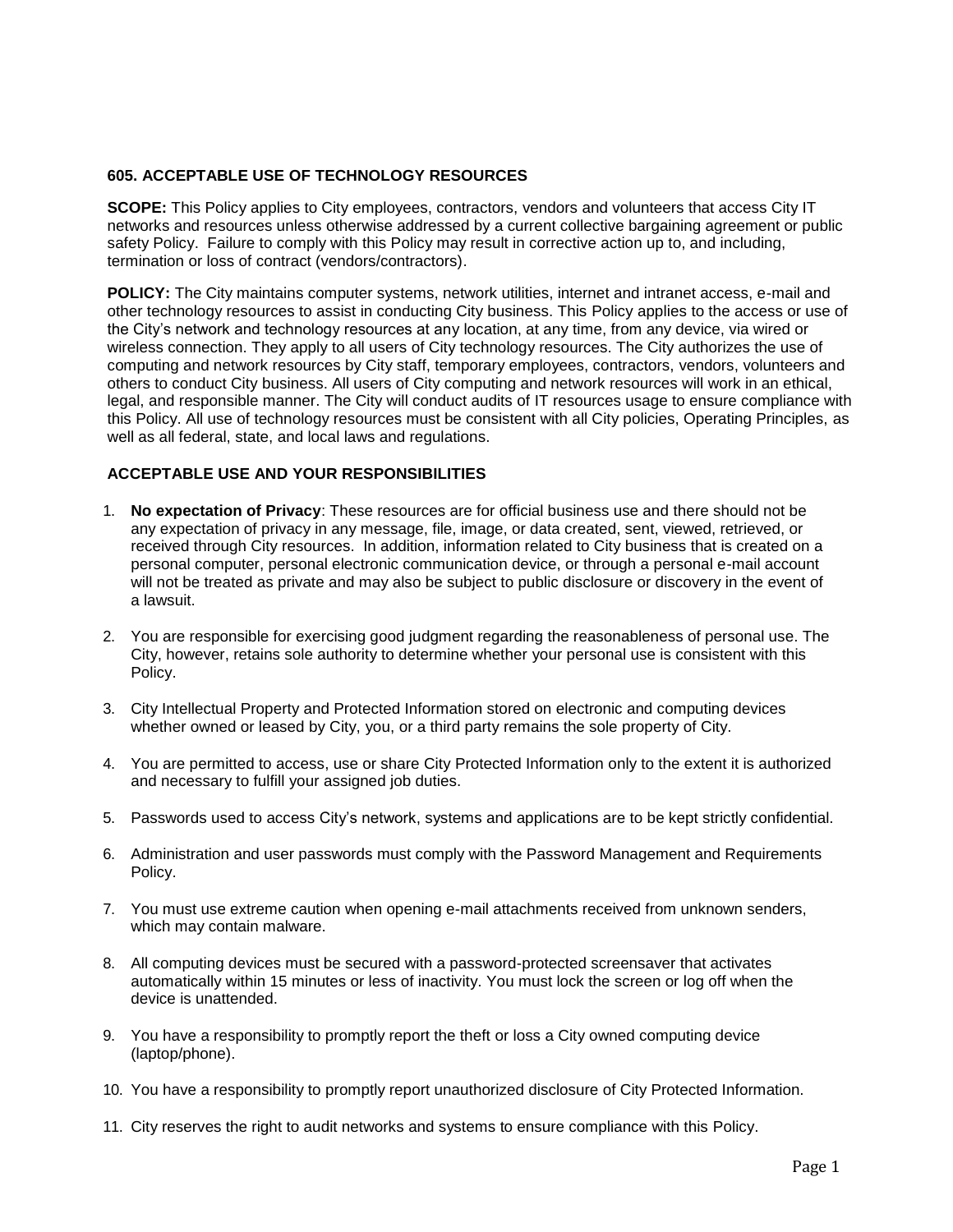## 605. ACCEPTABLE USE OF TECHNOLOGY RESOURCES

**SCOPE:** This Policy applies to City employees, contractors, vendors and volunteers that access City IT networks and resources unless otherwise addressed by a current collective bargaining agreement or public safety Policy. Failure to comply with this Policy may result in corrective action up to, and including, termination or loss of contract (vendors/contractors).

**POLICY:** The City maintains computer systems, network utilities, internet and intranet access, e-mail and other technology resources to assist in conducting City business. This Policy applies to the access or use of the City's network and technology resources at any location, at any time, from any device, via wired or wireless connection. They apply to all users of City technology resources. The City authorizes the use of computing and network resources by City staff, temporary employees, contractors, vendors, volunteers and others to conduct City business. All users of City computing and network resources will work in an ethical, legal, and responsible manner. The City will conduct audits of IT resources usage to ensure compliance with this Policy. All use of technology resources must be consistent with all City policies, Operating Principles, as well as all federal, state, and local laws and regulations.

### ACCEPTABLE USE AND YOUR RESPONSIBILITIES

1. **No expectation of Privacy**: These resources are for official business use and there should not be any expectation of privacy in any message, file, image, or data created, sent, viewed, retrieved, or received through City resources. In addition, information related to City business that is created on a personal computer, personal electronic communication device, or through a personal e-mail account will not be treated as private and may also be subject to public disclosure or discovery in the event of a lawsuit.
2. You are responsible for exercising good judgment regarding the reasonableness of personal use. The City, however, retains sole authority to determine whether your personal use is consistent with this Policy.
3. City Intellectual Property and Protected Information stored on electronic and computing devices whether owned or leased by City, you, or a third party remains the sole property of City.
4. You are permitted to access, use or share City Protected Information only to the extent it is authorized and necessary to fulfill your assigned job duties.
5. Passwords used to access City's network, systems and applications are to be kept strictly confidential.
6. Administration and user passwords must comply with the Password Management and Requirements Policy.
7. You must use extreme caution when opening e-mail attachments received from unknown senders, which may contain malware.
8. All computing devices must be secured with a password-protected screensaver that activates automatically within 15 minutes or less of inactivity. You must lock the screen or log off when the device is unattended.
9. You have a responsibility to promptly report the theft or loss a City owned computing device (laptop/phone).
10. You have a responsibility to promptly report unauthorized disclosure of City Protected Information.
11. City reserves the right to audit networks and systems to ensure compliance with this Policy.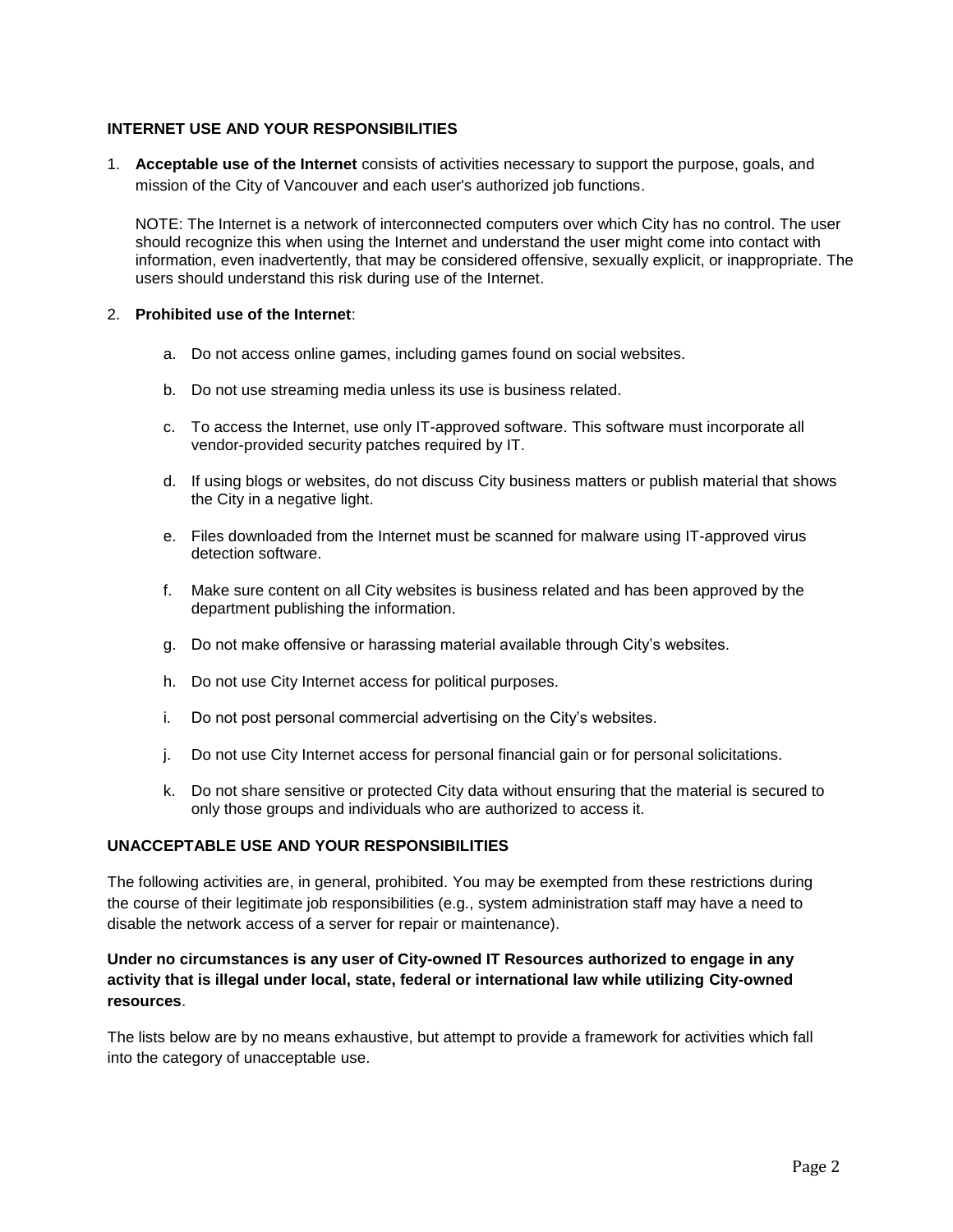## INTERNET USE AND YOUR RESPONSIBILITIES

1. **Acceptable use of the Internet** consists of activities necessary to support the purpose, goals, and mission of the City of Vancouver and each user's authorized job functions.

   NOTE: The Internet is a network of interconnected computers over which City has no control. The user should recognize this when using the Internet and understand the user might come into contact with information, even inadvertently, that may be considered offensive, sexually explicit, or inappropriate. The users should understand this risk during use of the Internet.

2. **Prohibited use of the Internet**:

   a. Do not access online games, including games found on social websites.

   b. Do not use streaming media unless its use is business related.

   c. To access the Internet, use only IT-approved software. This software must incorporate all vendor-provided security patches required by IT.

   d. If using blogs or websites, do not discuss City business matters or publish material that shows the City in a negative light.

   e. Files downloaded from the Internet must be scanned for malware using IT-approved virus detection software.

   f. Make sure content on all City websites is business related and has been approved by the department publishing the information.

   g. Do not make offensive or harassing material available through City's websites.

   h. Do not use City Internet access for political purposes.

   i. Do not post personal commercial advertising on the City's websites.

   j. Do not use City Internet access for personal financial gain or for personal solicitations.

   k. Do not share sensitive or protected City data without ensuring that the material is secured to only those groups and individuals who are authorized to access it.

## UNACCEPTABLE USE AND YOUR RESPONSIBILITIES

The following activities are, in general, prohibited. You may be exempted from these restrictions during the course of their legitimate job responsibilities (e.g., system administration staff may have a need to disable the network access of a server for repair or maintenance).

**Under no circumstances is any user of City-owned IT Resources authorized to engage in any activity that is illegal under local, state, federal or international law while utilizing City-owned resources**.

The lists below are by no means exhaustive, but attempt to provide a framework for activities which fall into the category of unacceptable use.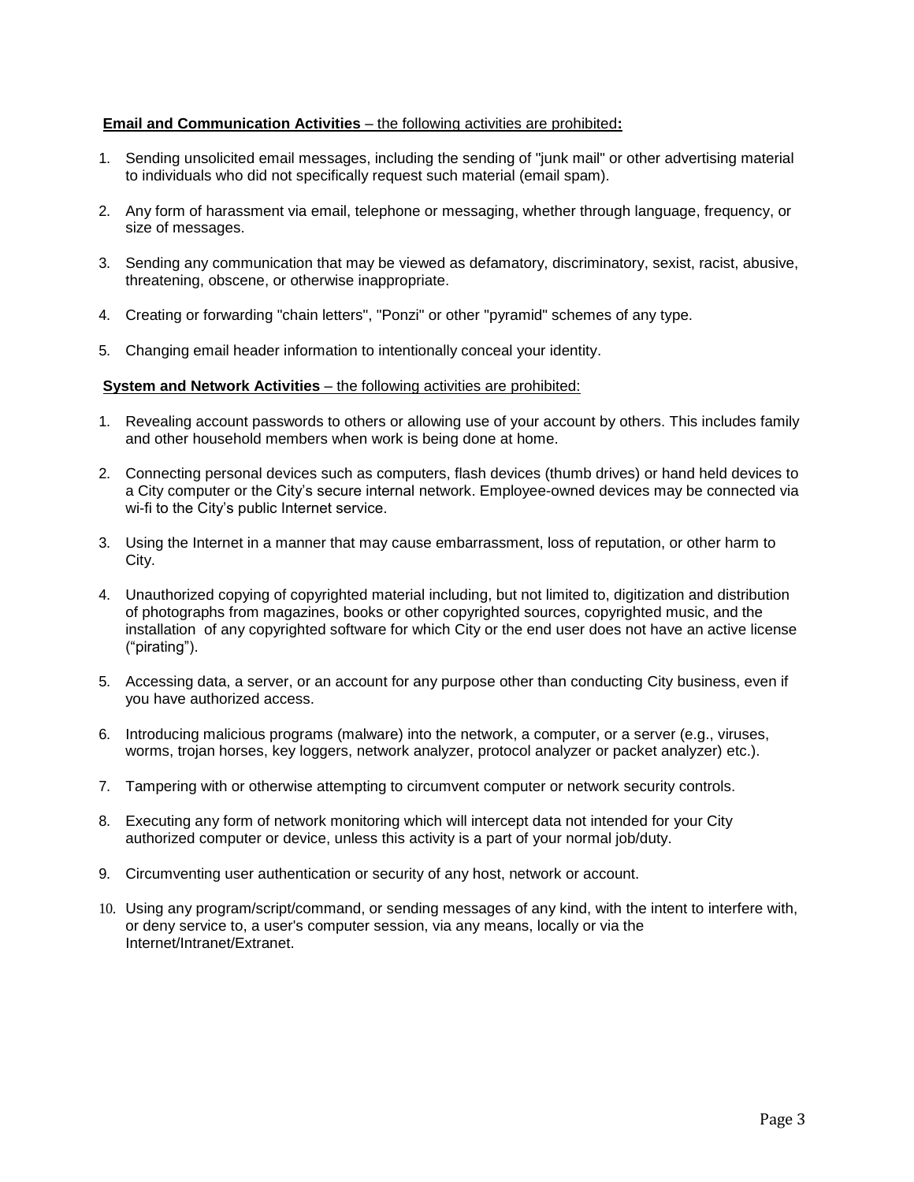**Email and Communication Activities** – the following activities are prohibited**:**

1. Sending unsolicited email messages, including the sending of "junk mail" or other advertising material to individuals who did not specifically request such material (email spam).

2. Any form of harassment via email, telephone or messaging, whether through language, frequency, or size of messages.

3. Sending any communication that may be viewed as defamatory, discriminatory, sexist, racist, abusive, threatening, obscene, or otherwise inappropriate.

4. Creating or forwarding "chain letters", "Ponzi" or other "pyramid" schemes of any type.

5. Changing email header information to intentionally conceal your identity.

**System and Network Activities** – the following activities are prohibited:

1. Revealing account passwords to others or allowing use of your account by others. This includes family and other household members when work is being done at home.

2. Connecting personal devices such as computers, flash devices (thumb drives) or hand held devices to a City computer or the City's secure internal network. Employee-owned devices may be connected via wi-fi to the City's public Internet service.

3. Using the Internet in a manner that may cause embarrassment, loss of reputation, or other harm to City.

4. Unauthorized copying of copyrighted material including, but not limited to, digitization and distribution of photographs from magazines, books or other copyrighted sources, copyrighted music, and the installation of any copyrighted software for which City or the end user does not have an active license ("pirating").

5. Accessing data, a server, or an account for any purpose other than conducting City business, even if you have authorized access.

6. Introducing malicious programs (malware) into the network, a computer, or a server (e.g., viruses, worms, trojan horses, key loggers, network analyzer, protocol analyzer or packet analyzer) etc.).

7. Tampering with or otherwise attempting to circumvent computer or network security controls.

8. Executing any form of network monitoring which will intercept data not intended for your City authorized computer or device, unless this activity is a part of your normal job/duty.

9. Circumventing user authentication or security of any host, network or account.

10. Using any program/script/command, or sending messages of any kind, with the intent to interfere with, or deny service to, a user's computer session, via any means, locally or via the Internet/Intranet/Extranet.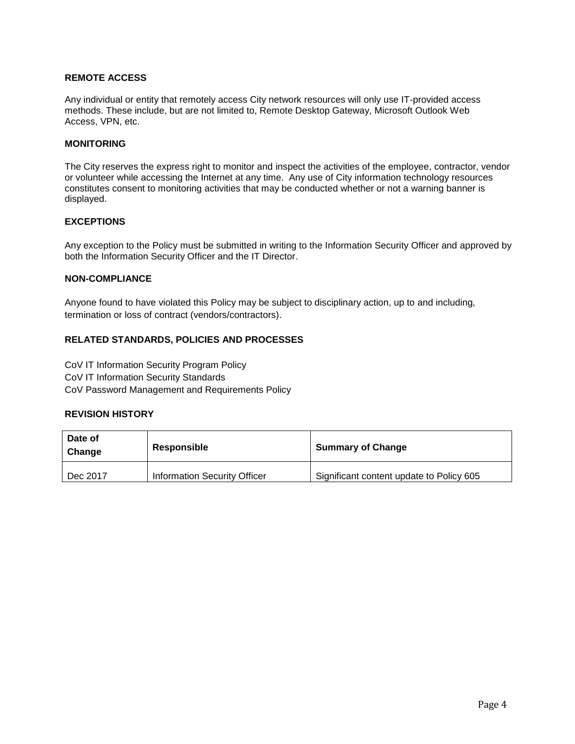## REMOTE ACCESS

Any individual or entity that remotely access City network resources will only use IT-provided access methods. These include, but are not limited to, Remote Desktop Gateway, Microsoft Outlook Web Access, VPN, etc.

## MONITORING

The City reserves the express right to monitor and inspect the activities of the employee, contractor, vendor or volunteer while accessing the Internet at any time. Any use of City information technology resources constitutes consent to monitoring activities that may be conducted whether or not a warning banner is displayed.

## EXCEPTIONS

Any exception to the Policy must be submitted in writing to the Information Security Officer and approved by both the Information Security Officer and the IT Director.

## NON-COMPLIANCE

Anyone found to have violated this Policy may be subject to disciplinary action, up to and including, termination or loss of contract (vendors/contractors).

## RELATED STANDARDS, POLICIES AND PROCESSES

CoV IT Information Security Program Policy
CoV IT Information Security Standards
CoV Password Management and Requirements Policy

## REVISION HISTORY

| Date of Change | Responsible | Summary of Change |
|---|---|---|
| Dec 2017 | Information Security Officer | Significant content update to Policy 605 |